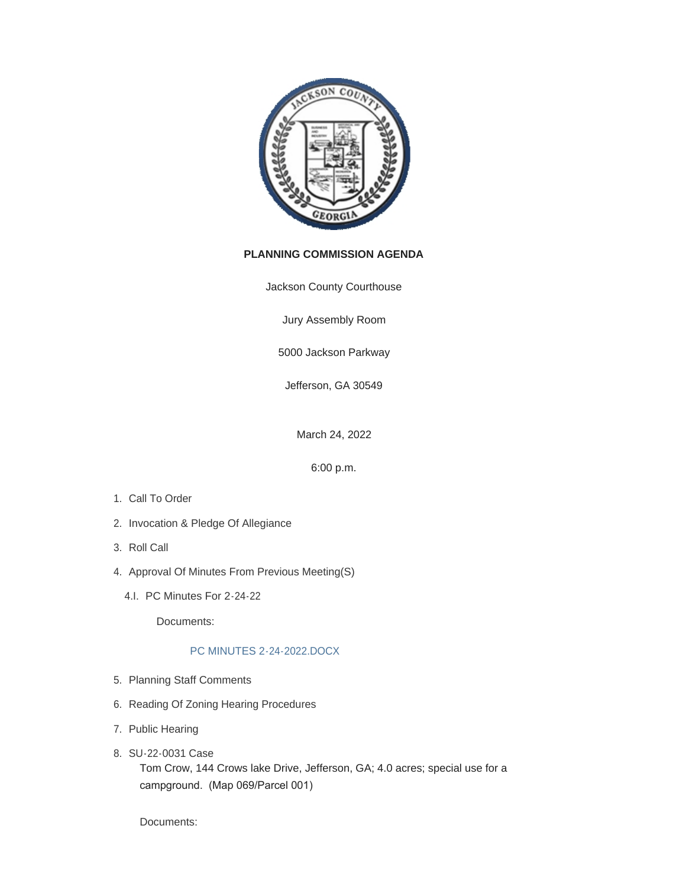**PLANNING COMMISSION AGENDA**

Jackson County Courthouse

Jury Assembly Room

5000 Jackson Parkway

Jefferson, GA 30549

March 24, 2022

6:00 p.m.

1. Call To Order
2. Invocation & Pledge Of Allegiance
3. Roll Call
4. Approval Of Minutes From Previous Meeting(S)

   4.I. PC Minutes For 2-24-22

   Documents:

   PC MINUTES 2-24-2022.DOCX

5. Planning Staff Comments
6. Reading Of Zoning Hearing Procedures
7. Public Hearing
8. SU-22-0031 Case

   Tom Crow, 144 Crows lake Drive, Jefferson, GA; 4.0 acres; special use for a campground. (Map 069/Parcel 001)

   Documents: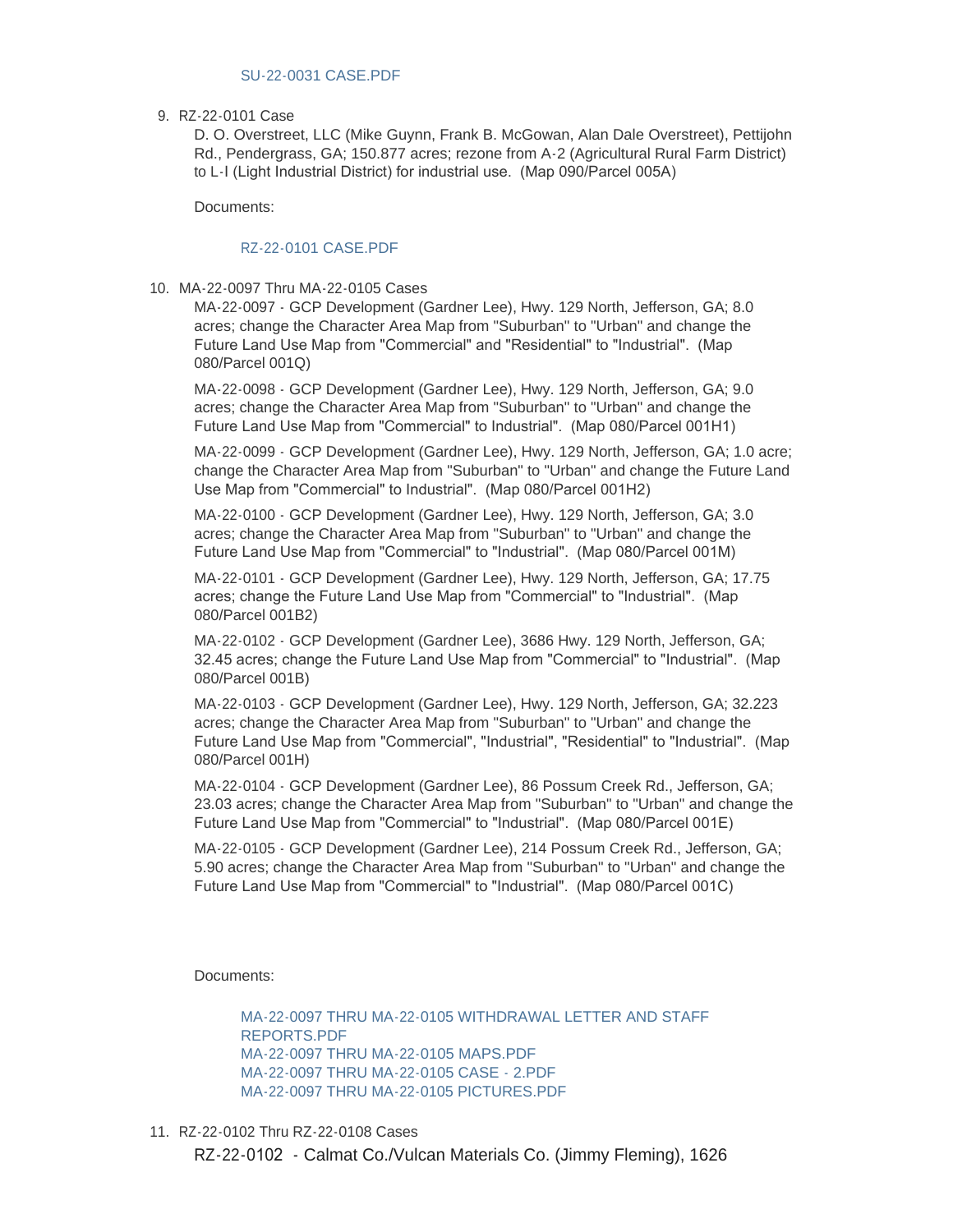SU-22-0031 CASE.PDF

9. RZ-22-0101 Case

   D. O. Overstreet, LLC (Mike Guynn, Frank B. McGowan, Alan Dale Overstreet), Pettijohn Rd., Pendergrass, GA; 150.877 acres; rezone from A-2 (Agricultural Rural Farm District) to L-I (Light Industrial District) for industrial use. (Map 090/Parcel 005A)

   Documents:

   RZ-22-0101 CASE.PDF

10. MA-22-0097 Thru MA-22-0105 Cases

    MA-22-0097 - GCP Development (Gardner Lee), Hwy. 129 North, Jefferson, GA; 8.0 acres; change the Character Area Map from "Suburban" to "Urban" and change the Future Land Use Map from "Commercial" and "Residential" to "Industrial". (Map 080/Parcel 001Q)

    MA-22-0098 - GCP Development (Gardner Lee), Hwy. 129 North, Jefferson, GA; 9.0 acres; change the Character Area Map from "Suburban" to "Urban" and change the Future Land Use Map from "Commercial" to Industrial". (Map 080/Parcel 001H1)

    MA-22-0099 - GCP Development (Gardner Lee), Hwy. 129 North, Jefferson, GA; 1.0 acre; change the Character Area Map from "Suburban" to "Urban" and change the Future Land Use Map from "Commercial" to Industrial". (Map 080/Parcel 001H2)

    MA-22-0100 - GCP Development (Gardner Lee), Hwy. 129 North, Jefferson, GA; 3.0 acres; change the Character Area Map from "Suburban" to "Urban" and change the Future Land Use Map from "Commercial" to "Industrial". (Map 080/Parcel 001M)

    MA-22-0101 - GCP Development (Gardner Lee), Hwy. 129 North, Jefferson, GA; 17.75 acres; change the Future Land Use Map from "Commercial" to "Industrial". (Map 080/Parcel 001B2)

    MA-22-0102 - GCP Development (Gardner Lee), 3686 Hwy. 129 North, Jefferson, GA; 32.45 acres; change the Future Land Use Map from "Commercial" to "Industrial". (Map 080/Parcel 001B)

    MA-22-0103 - GCP Development (Gardner Lee), Hwy. 129 North, Jefferson, GA; 32.223 acres; change the Character Area Map from "Suburban" to "Urban" and change the Future Land Use Map from "Commercial", "Industrial", "Residential" to "Industrial". (Map 080/Parcel 001H)

    MA-22-0104 - GCP Development (Gardner Lee), 86 Possum Creek Rd., Jefferson, GA; 23.03 acres; change the Character Area Map from "Suburban" to "Urban" and change the Future Land Use Map from "Commercial" to "Industrial". (Map 080/Parcel 001E)

    MA-22-0105 - GCP Development (Gardner Lee), 214 Possum Creek Rd., Jefferson, GA; 5.90 acres; change the Character Area Map from "Suburban" to "Urban" and change the Future Land Use Map from "Commercial" to "Industrial". (Map 080/Parcel 001C)

    Documents:

    MA-22-0097 THRU MA-22-0105 WITHDRAWAL LETTER AND STAFF REPORTS.PDF
    MA-22-0097 THRU MA-22-0105 MAPS.PDF
    MA-22-0097 THRU MA-22-0105 CASE - 2.PDF
    MA-22-0097 THRU MA-22-0105 PICTURES.PDF

11. RZ-22-0102 Thru RZ-22-0108 Cases

    RZ-22-0102 - Calmat Co./Vulcan Materials Co. (Jimmy Fleming), 1626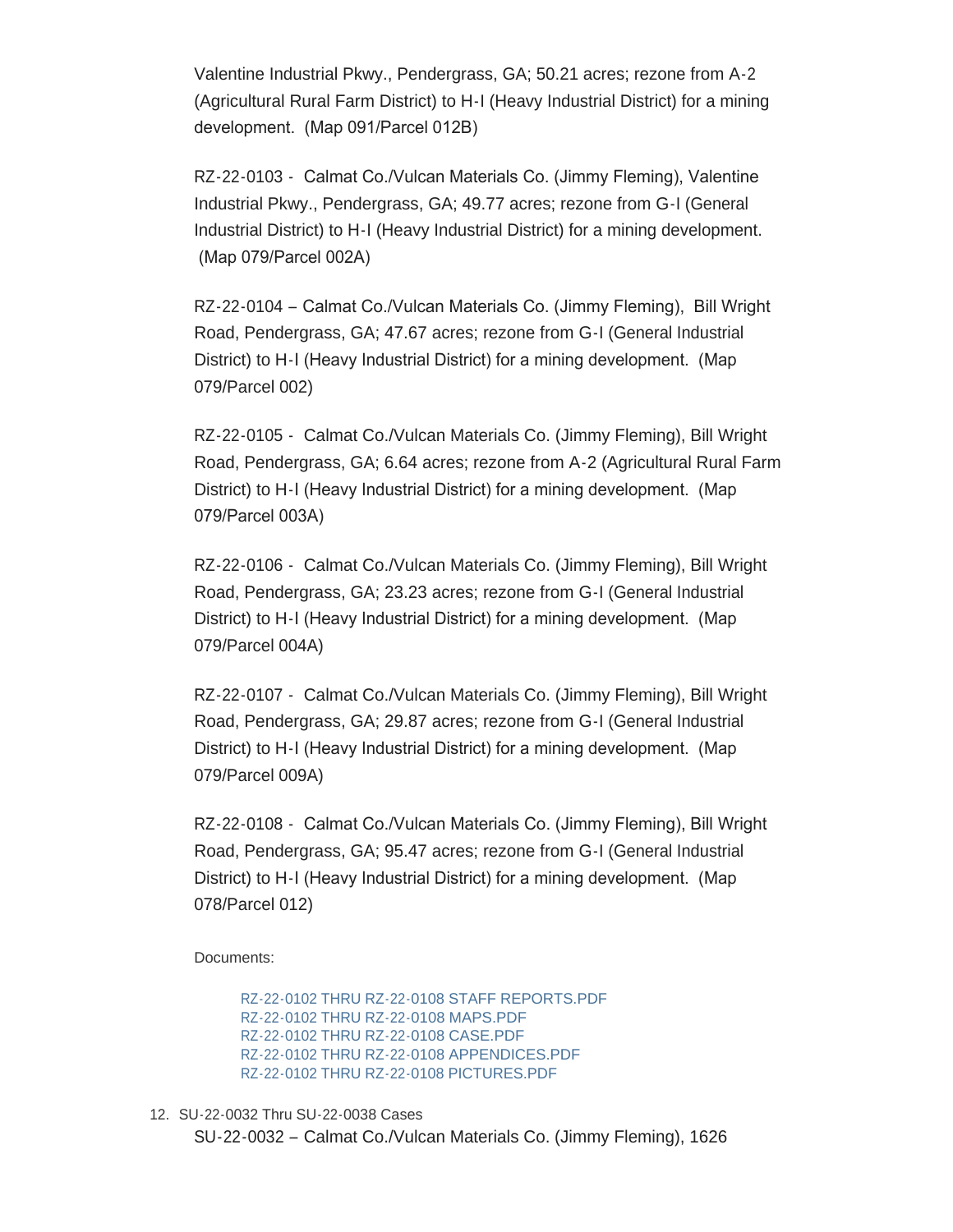Valentine Industrial Pkwy., Pendergrass, GA; 50.21 acres; rezone from A-2 (Agricultural Rural Farm District) to H-I (Heavy Industrial District) for a mining development.  (Map 091/Parcel 012B)

RZ-22-0103 -  Calmat Co./Vulcan Materials Co. (Jimmy Fleming), Valentine Industrial Pkwy., Pendergrass, GA; 49.77 acres; rezone from G-I (General Industrial District) to H-I (Heavy Industrial District) for a mining development.  (Map 079/Parcel 002A)

RZ-22-0104 – Calmat Co./Vulcan Materials Co. (Jimmy Fleming),  Bill Wright Road, Pendergrass, GA; 47.67 acres; rezone from G-I (General Industrial District) to H-I (Heavy Industrial District) for a mining development.  (Map 079/Parcel 002)

RZ-22-0105 -  Calmat Co./Vulcan Materials Co. (Jimmy Fleming), Bill Wright Road, Pendergrass, GA; 6.64 acres; rezone from A-2 (Agricultural Rural Farm District) to H-I (Heavy Industrial District) for a mining development.  (Map 079/Parcel 003A)

RZ-22-0106 -  Calmat Co./Vulcan Materials Co. (Jimmy Fleming), Bill Wright Road, Pendergrass, GA; 23.23 acres; rezone from G-I (General Industrial District) to H-I (Heavy Industrial District) for a mining development.  (Map 079/Parcel 004A)

RZ-22-0107 -  Calmat Co./Vulcan Materials Co. (Jimmy Fleming), Bill Wright Road, Pendergrass, GA; 29.87 acres; rezone from G-I (General Industrial District) to H-I (Heavy Industrial District) for a mining development.  (Map 079/Parcel 009A)

RZ-22-0108 -  Calmat Co./Vulcan Materials Co. (Jimmy Fleming), Bill Wright Road, Pendergrass, GA; 95.47 acres; rezone from G-I (General Industrial District) to H-I (Heavy Industrial District) for a mining development.  (Map 078/Parcel 012)

Documents:

- RZ-22-0102 THRU RZ-22-0108 STAFF REPORTS.PDF
- RZ-22-0102 THRU RZ-22-0108 MAPS.PDF
- RZ-22-0102 THRU RZ-22-0108 CASE.PDF
- RZ-22-0102 THRU RZ-22-0108 APPENDICES.PDF
- RZ-22-0102 THRU RZ-22-0108 PICTURES.PDF

12. SU-22-0032 Thru SU-22-0038 Cases

    SU-22-0032 – Calmat Co./Vulcan Materials Co. (Jimmy Fleming), 1626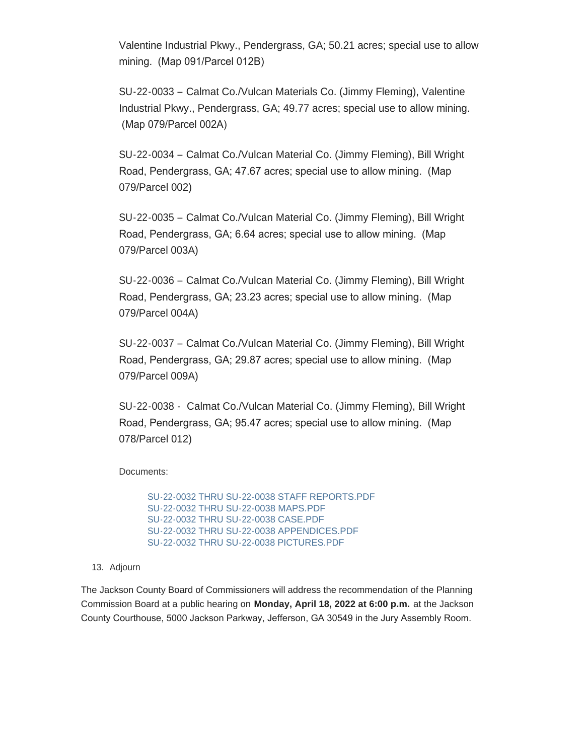Valentine Industrial Pkwy., Pendergrass, GA; 50.21 acres; special use to allow mining. (Map 091/Parcel 012B)

SU-22-0033 – Calmat Co./Vulcan Materials Co. (Jimmy Fleming), Valentine Industrial Pkwy., Pendergrass, GA; 49.77 acres; special use to allow mining. (Map 079/Parcel 002A)

SU-22-0034 – Calmat Co./Vulcan Material Co. (Jimmy Fleming), Bill Wright Road, Pendergrass, GA; 47.67 acres; special use to allow mining. (Map 079/Parcel 002)

SU-22-0035 – Calmat Co./Vulcan Material Co. (Jimmy Fleming), Bill Wright Road, Pendergrass, GA; 6.64 acres; special use to allow mining. (Map 079/Parcel 003A)

SU-22-0036 – Calmat Co./Vulcan Material Co. (Jimmy Fleming), Bill Wright Road, Pendergrass, GA; 23.23 acres; special use to allow mining. (Map 079/Parcel 004A)

SU-22-0037 – Calmat Co./Vulcan Material Co. (Jimmy Fleming), Bill Wright Road, Pendergrass, GA; 29.87 acres; special use to allow mining. (Map 079/Parcel 009A)

SU-22-0038 - Calmat Co./Vulcan Material Co. (Jimmy Fleming), Bill Wright Road, Pendergrass, GA; 95.47 acres; special use to allow mining. (Map 078/Parcel 012)

Documents:

SU-22-0032 THRU SU-22-0038 STAFF REPORTS.PDF
SU-22-0032 THRU SU-22-0038 MAPS.PDF
SU-22-0032 THRU SU-22-0038 CASE.PDF
SU-22-0032 THRU SU-22-0038 APPENDICES.PDF
SU-22-0032 THRU SU-22-0038 PICTURES.PDF

13. Adjourn

The Jackson County Board of Commissioners will address the recommendation of the Planning Commission Board at a public hearing on **Monday, April 18, 2022 at 6:00 p.m.** at the Jackson County Courthouse, 5000 Jackson Parkway, Jefferson, GA 30549 in the Jury Assembly Room.